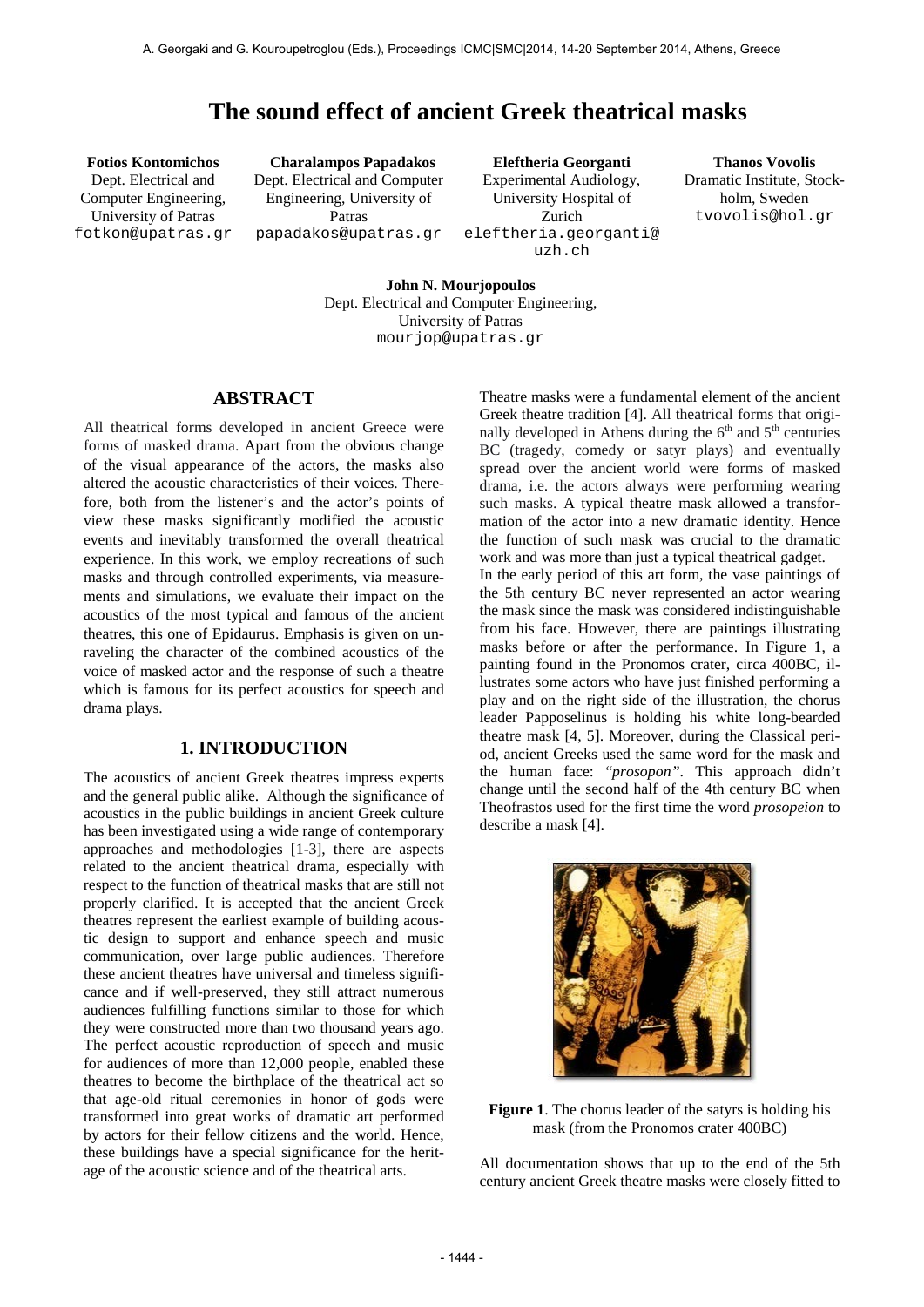# The sound effect of ancient Greek theatrical masks

**Fotios Kontomichos**
Dept. Electrical and Computer Engineering, University of Patras
fotkon@upatras.gr

**Charalampos Papadakos**
Dept. Electrical and Computer Engineering, University of Patras
papadakos@upatras.gr

**Eleftheria Georganti**
Experimental Audiology, University Hospital of Zurich
eleftheria.georganti@uzh.ch

**Thanos Vovolis**
Dramatic Institute, Stockholm, Sweden
tvovolis@hol.gr

**John N. Mourjopoulos**
Dept. Electrical and Computer Engineering, University of Patras
mourjop@upatras.gr

## ABSTRACT

All theatrical forms developed in ancient Greece were forms of masked drama. Apart from the obvious change of the visual appearance of the actors, the masks also altered the acoustic characteristics of their voices. Therefore, both from the listener's and the actor's points of view these masks significantly modified the acoustic events and inevitably transformed the overall theatrical experience. In this work, we employ recreations of such masks and through controlled experiments, via measurements and simulations, we evaluate their impact on the acoustics of the most typical and famous of the ancient theatres, this one of Epidaurus. Emphasis is given on unraveling the character of the combined acoustics of the voice of masked actor and the response of such a theatre which is famous for its perfect acoustics for speech and drama plays.

## 1. INTRODUCTION

The acoustics of ancient Greek theatres impress experts and the general public alike. Although the significance of acoustics in the public buildings in ancient Greek culture has been investigated using a wide range of contemporary approaches and methodologies [1-3], there are aspects related to the ancient theatrical drama, especially with respect to the function of theatrical masks that are still not properly clarified. It is accepted that the ancient Greek theatres represent the earliest example of building acoustic design to support and enhance speech and music communication, over large public audiences. Therefore these ancient theatres have universal and timeless significance and if well-preserved, they still attract numerous audiences fulfilling functions similar to those for which they were constructed more than two thousand years ago. The perfect acoustic reproduction of speech and music for audiences of more than 12,000 people, enabled these theatres to become the birthplace of the theatrical act so that age-old ritual ceremonies in honor of gods were transformed into great works of dramatic art performed by actors for their fellow citizens and the world. Hence, these buildings have a special significance for the heritage of the acoustic science and of the theatrical arts.

Theatre masks were a fundamental element of the ancient Greek theatre tradition [4]. All theatrical forms that originally developed in Athens during the 6th and 5th centuries BC (tragedy, comedy or satyr plays) and eventually spread over the ancient world were forms of masked drama, i.e. the actors always were performing wearing such masks. A typical theatre mask allowed a transformation of the actor into a new dramatic identity. Hence the function of such mask was crucial to the dramatic work and was more than just a typical theatrical gadget.

In the early period of this art form, the vase paintings of the 5th century BC never represented an actor wearing the mask since the mask was considered indistinguishable from his face. However, there are paintings illustrating masks before or after the performance. In Figure 1, a painting found in the Pronomos crater, circa 400BC, illustrates some actors who have just finished performing a play and on the right side of the illustration, the chorus leader Papposelinus is holding his white long-bearded theatre mask [4, 5]. Moreover, during the Classical period, ancient Greeks used the same word for the mask and the human face: "*prosopon*". This approach didn't change until the second half of the 4th century BC when Theofrastos used for the first time the word *prosopeion* to describe a mask [4].

**Figure 1**. The chorus leader of the satyrs is holding his mask (from the Pronomos crater 400BC)

All documentation shows that up to the end of the 5th century ancient Greek theatre masks were closely fitted to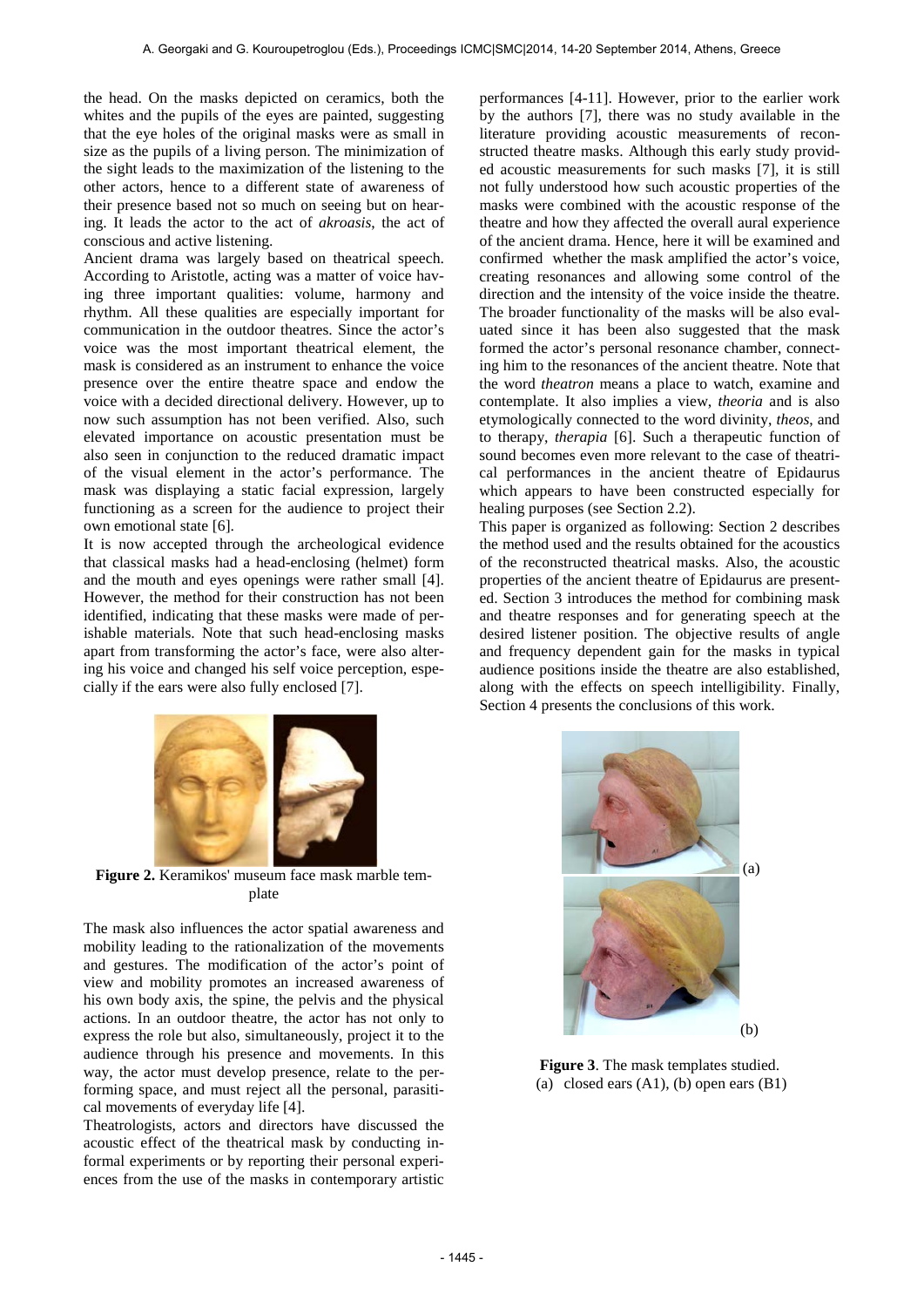the head. On the masks depicted on ceramics, both the whites and the pupils of the eyes are painted, suggesting that the eye holes of the original masks were as small in size as the pupils of a living person. The minimization of the sight leads to the maximization of the listening to the other actors, hence to a different state of awareness of their presence based not so much on seeing but on hearing. It leads the actor to the act of *akroasis*, the act of conscious and active listening.

Ancient drama was largely based on theatrical speech. According to Aristotle, acting was a matter of voice having three important qualities: volume, harmony and rhythm. All these qualities are especially important for communication in the outdoor theatres. Since the actor's voice was the most important theatrical element, the mask is considered as an instrument to enhance the voice presence over the entire theatre space and endow the voice with a decided directional delivery. However, up to now such assumption has not been verified. Also, such elevated importance on acoustic presentation must be also seen in conjunction to the reduced dramatic impact of the visual element in the actor's performance. The mask was displaying a static facial expression, largely functioning as a screen for the audience to project their own emotional state [6].

It is now accepted through the archeological evidence that classical masks had a head-enclosing (helmet) form and the mouth and eyes openings were rather small [4]. However, the method for their construction has not been identified, indicating that these masks were made of perishable materials. Note that such head-enclosing masks apart from transforming the actor's face, were also altering his voice and changed his self voice perception, especially if the ears were also fully enclosed [7].

**Figure 2.** Keramikos' museum face mask marble template

The mask also influences the actor spatial awareness and mobility leading to the rationalization of the movements and gestures. The modification of the actor's point of view and mobility promotes an increased awareness of his own body axis, the spine, the pelvis and the physical actions. In an outdoor theatre, the actor has not only to express the role but also, simultaneously, project it to the audience through his presence and movements. In this way, the actor must develop presence, relate to the performing space, and must reject all the personal, parasitical movements of everyday life [4].

Theatrologists, actors and directors have discussed the acoustic effect of the theatrical mask by conducting informal experiments or by reporting their personal experiences from the use of the masks in contemporary artistic performances [4-11]. However, prior to the earlier work by the authors [7], there was no study available in the literature providing acoustic measurements of reconstructed theatre masks. Although this early study provided acoustic measurements for such masks [7], it is still not fully understood how such acoustic properties of the masks were combined with the acoustic response of the theatre and how they affected the overall aural experience of the ancient drama. Hence, here it will be examined and confirmed whether the mask amplified the actor's voice, creating resonances and allowing some control of the direction and the intensity of the voice inside the theatre. The broader functionality of the masks will be also evaluated since it has been also suggested that the mask formed the actor's personal resonance chamber, connecting him to the resonances of the ancient theatre. Note that the word *theatron* means a place to watch, examine and contemplate. It also implies a view, *theoria* and is also etymologically connected to the word divinity, *theos*, and to therapy, *therapia* [6]. Such a therapeutic function of sound becomes even more relevant to the case of theatrical performances in the ancient theatre of Epidaurus which appears to have been constructed especially for healing purposes (see Section 2.2).

This paper is organized as following: Section 2 describes the method used and the results obtained for the acoustics of the reconstructed theatrical masks. Also, the acoustic properties of the ancient theatre of Epidaurus are presented. Section 3 introduces the method for combining mask and theatre responses and for generating speech at the desired listener position. The objective results of angle and frequency dependent gain for the masks in typical audience positions inside the theatre are also established, along with the effects on speech intelligibility. Finally, Section 4 presents the conclusions of this work.

(a)

(b)

**Figure 3**. The mask templates studied.
(a) closed ears (A1), (b) open ears (B1)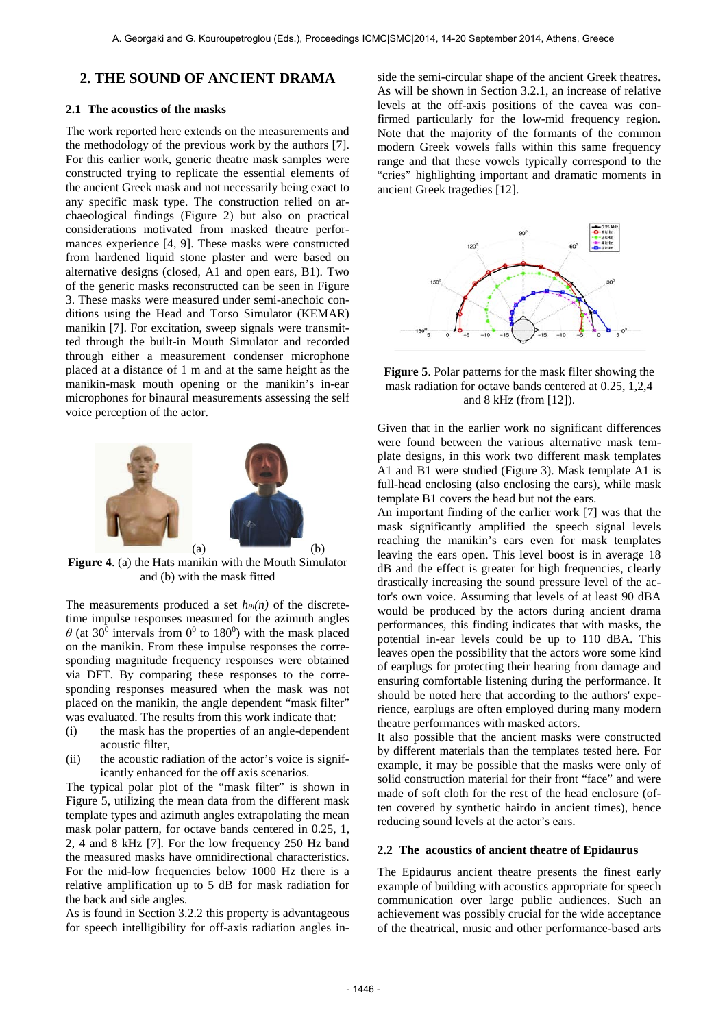## 2. THE SOUND OF ANCIENT DRAMA

### 2.1 The acoustics of the masks

The work reported here extends on the measurements and the methodology of the previous work by the authors [7]. For this earlier work, generic theatre mask samples were constructed trying to replicate the essential elements of the ancient Greek mask and not necessarily being exact to any specific mask type. The construction relied on archaeological findings (Figure 2) but also on practical considerations motivated from masked theatre performances experience [4, 9]. These masks were constructed from hardened liquid stone plaster and were based on alternative designs (closed, A1 and open ears, B1). Two of the generic masks reconstructed can be seen in Figure 3. These masks were measured under semi-anechoic conditions using the Head and Torso Simulator (KEMAR) manikin [7]. For excitation, sweep signals were transmitted through the built-in Mouth Simulator and recorded through either a measurement condenser microphone placed at a distance of 1 m and at the same height as the manikin-mask mouth opening or the manikin's in-ear microphones for binaural measurements assessing the self voice perception of the actor.

(a) (b)

**Figure 4**. (a) the Hats manikin with the Mouth Simulator and (b) with the mask fitted

The measurements produced a set $h_{\theta i}(n)$ of the discrete-time impulse responses measured for the azimuth angles $\theta$ (at $30^0$ intervals from $0^0$ to $180^0$) with the mask placed on the manikin. From these impulse responses the corresponding magnitude frequency responses were obtained via DFT. By comparing these responses to the corresponding responses measured when the mask was not placed on the manikin, the angle dependent "mask filter" was evaluated. The results from this work indicate that:

(i) the mask has the properties of an angle-dependent acoustic filter,

(ii) the acoustic radiation of the actor's voice is significantly enhanced for the off axis scenarios.

The typical polar plot of the "mask filter" is shown in Figure 5, utilizing the mean data from the different mask template types and azimuth angles extrapolating the mean mask polar pattern, for octave bands centered in 0.25, 1, 2, 4 and 8 kHz [7]. For the low frequency 250 Hz band the measured masks have omnidirectional characteristics. For the mid-low frequencies below 1000 Hz there is a relative amplification up to 5 dB for mask radiation for the back and side angles.

As is found in Section 3.2.2 this property is advantageous for speech intelligibility for off-axis radiation angles inside the semi-circular shape of the ancient Greek theatres. As will be shown in Section 3.2.1, an increase of relative levels at the off-axis positions of the cavea was confirmed particularly for the low-mid frequency region. Note that the majority of the formants of the common modern Greek vowels falls within this same frequency range and that these vowels typically correspond to the "cries" highlighting important and dramatic moments in ancient Greek tragedies [12].

**Figure 5**. Polar patterns for the mask filter showing the mask radiation for octave bands centered at 0.25, 1,2,4 and 8 kHz (from [12]).

Given that in the earlier work no significant differences were found between the various alternative mask template designs, in this work two different mask templates A1 and B1 were studied (Figure 3). Mask template A1 is full-head enclosing (also enclosing the ears), while mask template B1 covers the head but not the ears.

An important finding of the earlier work [7] was that the mask significantly amplified the speech signal levels reaching the manikin's ears even for mask templates leaving the ears open. This level boost is in average 18 dB and the effect is greater for high frequencies, clearly drastically increasing the sound pressure level of the actor's own voice. Assuming that levels of at least 90 dBA would be produced by the actors during ancient drama performances, this finding indicates that with masks, the potential in-ear levels could be up to 110 dBA. This leaves open the possibility that the actors wore some kind of earplugs for protecting their hearing from damage and ensuring comfortable listening during the performance. It should be noted here that according to the authors' experience, earplugs are often employed during many modern theatre performances with masked actors.

It also possible that the ancient masks were constructed by different materials than the templates tested here. For example, it may be possible that the masks were only of solid construction material for their front "face" and were made of soft cloth for the rest of the head enclosure (often covered by synthetic hairdo in ancient times), hence reducing sound levels at the actor's ears.

### 2.2 The acoustics of ancient theatre of Epidaurus

The Epidaurus ancient theatre presents the finest early example of building with acoustics appropriate for speech communication over large public audiences. Such an achievement was possibly crucial for the wide acceptance of the theatrical, music and other performance-based arts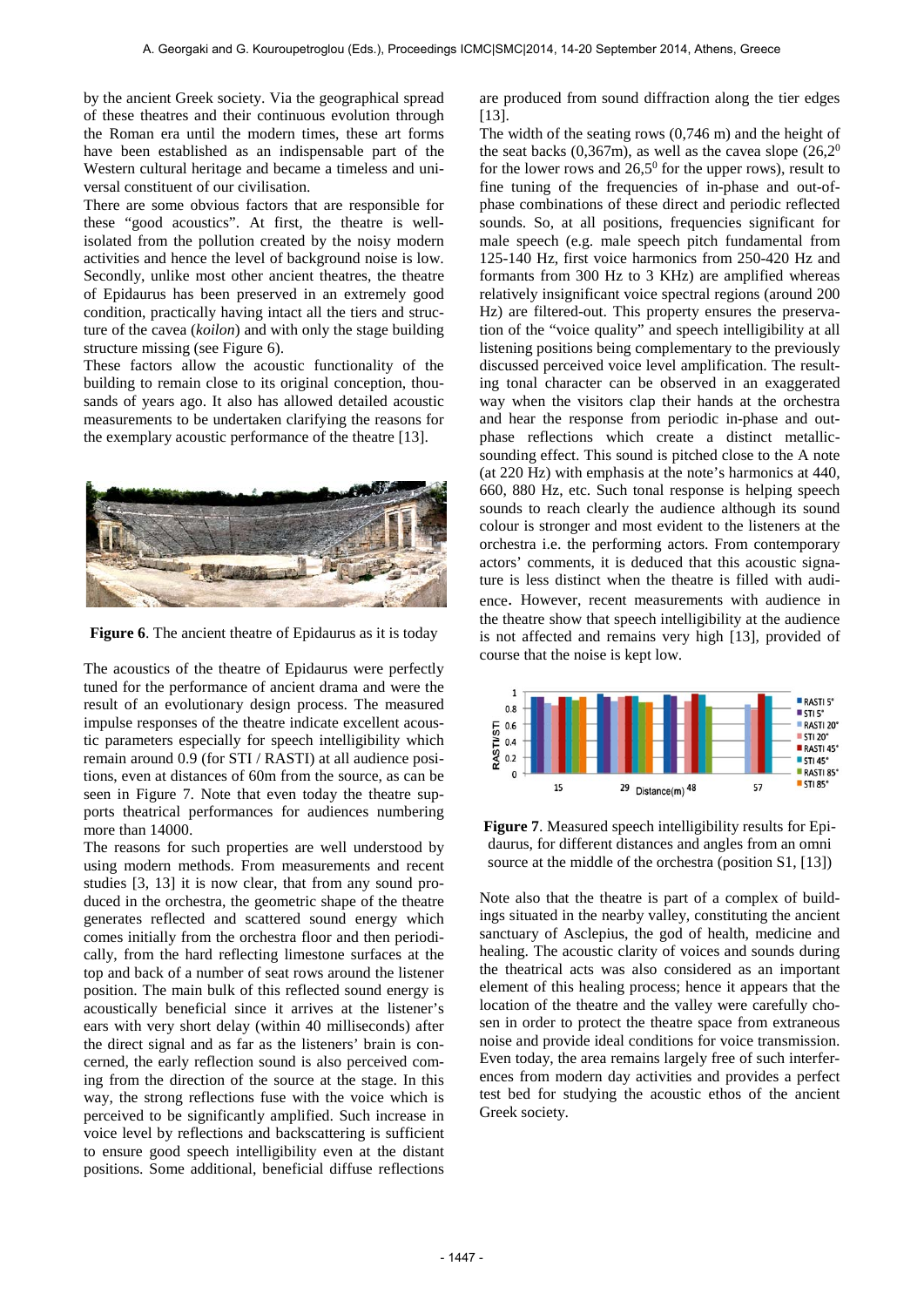by the ancient Greek society. Via the geographical spread of these theatres and their continuous evolution through the Roman era until the modern times, these art forms have been established as an indispensable part of the Western cultural heritage and became a timeless and universal constituent of our civilisation.

There are some obvious factors that are responsible for these "good acoustics". At first, the theatre is well-isolated from the pollution created by the noisy modern activities and hence the level of background noise is low. Secondly, unlike most other ancient theatres, the theatre of Epidaurus has been preserved in an extremely good condition, practically having intact all the tiers and structure of the cavea (*koilon*) and with only the stage building structure missing (see Figure 6).

These factors allow the acoustic functionality of the building to remain close to its original conception, thousands of years ago. It also has allowed detailed acoustic measurements to be undertaken clarifying the reasons for the exemplary acoustic performance of the theatre [13].

**Figure 6**. The ancient theatre of Epidaurus as it is today

The acoustics of the theatre of Epidaurus were perfectly tuned for the performance of ancient drama and were the result of an evolutionary design process. The measured impulse responses of the theatre indicate excellent acoustic parameters especially for speech intelligibility which remain around 0.9 (for STI / RASTI) at all audience positions, even at distances of 60m from the source, as can be seen in Figure 7. Note that even today the theatre supports theatrical performances for audiences numbering more than 14000.

The reasons for such properties are well understood by using modern methods. From measurements and recent studies [3, 13] it is now clear, that from any sound produced in the orchestra, the geometric shape of the theatre generates reflected and scattered sound energy which comes initially from the orchestra floor and then periodically, from the hard reflecting limestone surfaces at the top and back of a number of seat rows around the listener position. The main bulk of this reflected sound energy is acoustically beneficial since it arrives at the listener's ears with very short delay (within 40 milliseconds) after the direct signal and as far as the listeners' brain is concerned, the early reflection sound is also perceived coming from the direction of the source at the stage. In this way, the strong reflections fuse with the voice which is perceived to be significantly amplified. Such increase in voice level by reflections and backscattering is sufficient to ensure good speech intelligibility even at the distant positions. Some additional, beneficial diffuse reflections are produced from sound diffraction along the tier edges [13].

The width of the seating rows (0,746 m) and the height of the seat backs (0,367m), as well as the cavea slope ($26{,}2^0$ for the lower rows and $26{,}5^0$ for the upper rows), result to fine tuning of the frequencies of in-phase and out-of-phase combinations of these direct and periodic reflected sounds. So, at all positions, frequencies significant for male speech (e.g. male speech pitch fundamental from 125-140 Hz, first voice harmonics from 250-420 Hz and formants from 300 Hz to 3 KHz) are amplified whereas relatively insignificant voice spectral regions (around 200 Hz) are filtered-out. This property ensures the preservation of the "voice quality" and speech intelligibility at all listening positions being complementary to the previously discussed perceived voice level amplification. The resulting tonal character can be observed in an exaggerated way when the visitors clap their hands at the orchestra and hear the response from periodic in-phase and out-phase reflections which create a distinct metallic-sounding effect. This sound is pitched close to the A note (at 220 Hz) with emphasis at the note's harmonics at 440, 660, 880 Hz, etc. Such tonal response is helping speech sounds to reach clearly the audience although its sound colour is stronger and most evident to the listeners at the orchestra i.e. the performing actors. From contemporary actors' comments, it is deduced that this acoustic signature is less distinct when the theatre is filled with audience. However, recent measurements with audience in the theatre show that speech intelligibility at the audience is not affected and remains very high [13], provided of course that the noise is kept low.

**Figure 7**. Measured speech intelligibility results for Epidaurus, for different distances and angles from an omni source at the middle of the orchestra (position S1, [13])

Note also that the theatre is part of a complex of buildings situated in the nearby valley, constituting the ancient sanctuary of Asclepius, the god of health, medicine and healing. The acoustic clarity of voices and sounds during the theatrical acts was also considered as an important element of this healing process; hence it appears that the location of the theatre and the valley were carefully chosen in order to protect the theatre space from extraneous noise and provide ideal conditions for voice transmission. Even today, the area remains largely free of such interferences from modern day activities and provides a perfect test bed for studying the acoustic ethos of the ancient Greek society.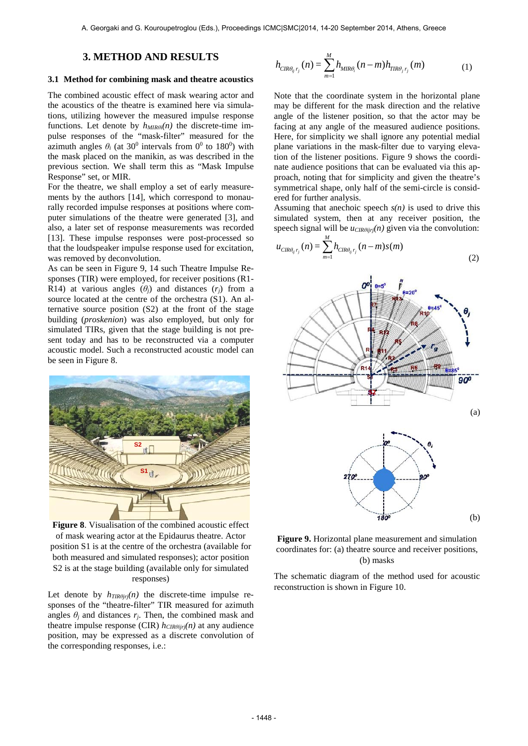## 3. METHOD AND RESULTS

### 3.1 Method for combining mask and theatre acoustics

The combined acoustic effect of mask wearing actor and the acoustics of the theatre is examined here via simulations, utilizing however the measured impulse response functions. Let denote by $h_{MIR\theta i}(n)$ the discrete-time impulse responses of the "mask-filter" measured for the azimuth angles $\theta_i$ (at $30^0$ intervals from $0^0$ to $180^0$) with the mask placed on the manikin, as was described in the previous section. We shall term this as "Mask Impulse Response" set, or MIR.

For the theatre, we shall employ a set of early measurements by the authors [14], which correspond to monaurally recorded impulse responses at positions where computer simulations of the theatre were generated [3], and also, a later set of response measurements was recorded [13]. These impulse responses were post-processed so that the loudspeaker impulse response used for excitation, was removed by deconvolution.

As can be seen in Figure 9, 14 such Theatre Impulse Responses (TIR) were employed, for receiver positions (R1-R14) at various angles ($\theta_j$) and distances ($r_j$) from a source located at the centre of the orchestra (S1). An alternative source position (S2) at the front of the stage building (*proskenion*) was also employed, but only for simulated TIRs, given that the stage building is not present today and has to be reconstructed via a computer acoustic model. Such a reconstructed acoustic model can be seen in Figure 8.

**Figure 8**. Visualisation of the combined acoustic effect of mask wearing actor at the Epidaurus theatre. Actor position S1 is at the centre of the orchestra (available for both measured and simulated responses); actor position S2 is at the stage building (available only for simulated responses)

Let denote by $h_{TIR\theta jrj}(n)$ the discrete-time impulse responses of the "theatre-filter" TIR measured for azimuth angles $\theta_j$ and distances $r_j$. Then, the combined mask and theatre impulse response (CIR) $h_{CIR\theta ijrj}(n)$ at any audience position, may be expressed as a discrete convolution of the corresponding responses, i.e.:

$$h_{CIR\theta_{ij} r_j}(n) = \sum_{m=1}^{M} h_{MIR\theta_i}(n-m) h_{TIR\theta_j r_j}(m) \qquad (1)$$

Note that the coordinate system in the horizontal plane may be different for the mask direction and the relative angle of the listener position, so that the actor may be facing at any angle of the measured audience positions. Here, for simplicity we shall ignore any potential medial plane variations in the mask-filter due to varying elevation of the listener positions. Figure 9 shows the coordinate audience positions that can be evaluated via this approach, noting that for simplicity and given the theatre's symmetrical shape, only half of the semi-circle is considered for further analysis.

Assuming that anechoic speech $s(n)$ is used to drive this simulated system, then at any receiver position, the speech signal will be $u_{CIR\theta ijrj}(n)$ given via the convolution:

$$u_{CIR\theta_{ij} r_j}(n) = \sum_{m=1}^{M} h_{CIR\theta_{ij} r_j}(n-m) s(m) \qquad (2)$$

(a)

(b)

**Figure 9.** Horizontal plane measurement and simulation coordinates for: (a) theatre source and receiver positions, (b) masks

The schematic diagram of the method used for acoustic reconstruction is shown in Figure 10.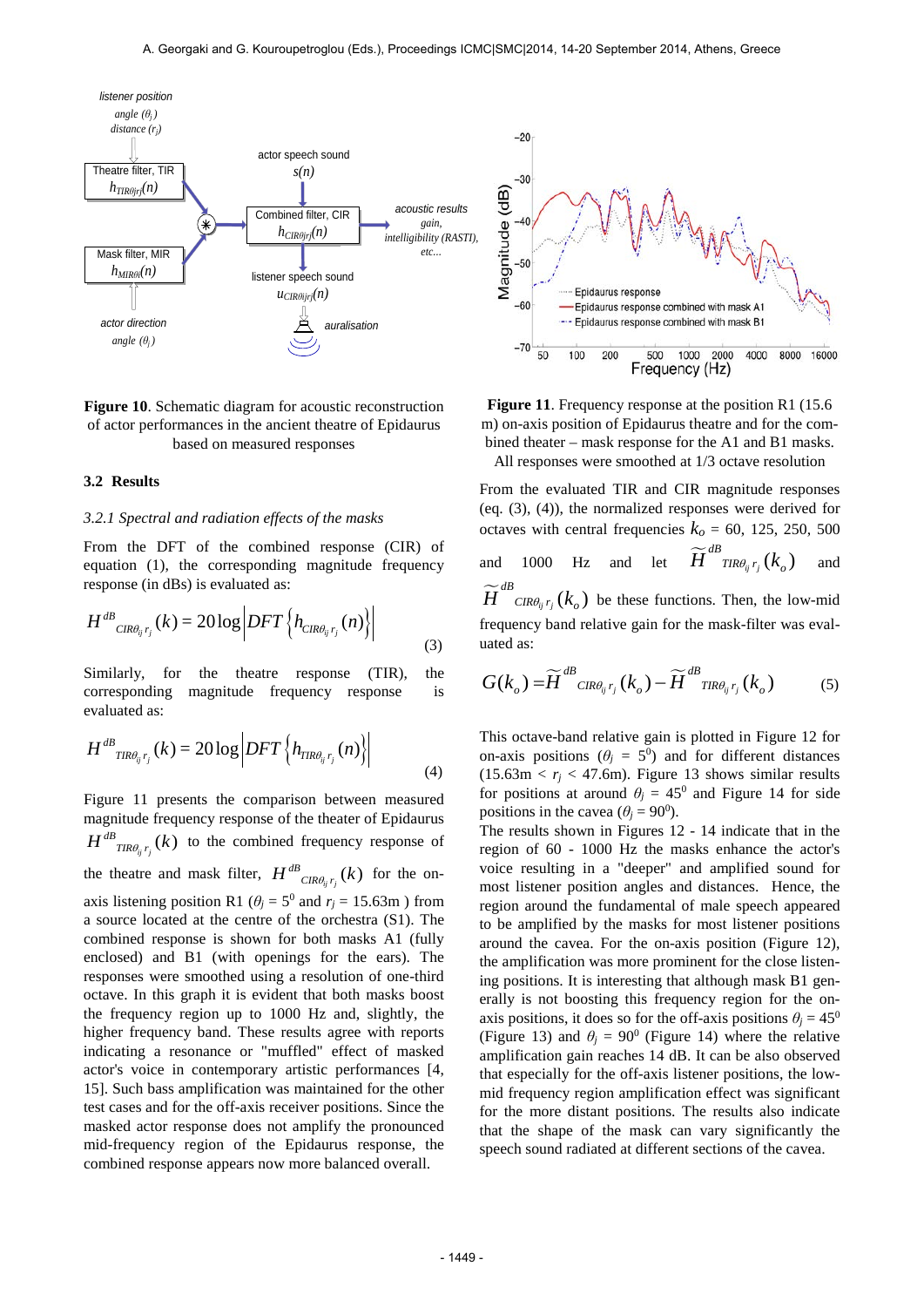**Figure 10**. Schematic diagram for acoustic reconstruction of actor performances in the ancient theatre of Epidaurus based on measured responses

**Figure 11**. Frequency response at the position R1 (15.6 m) on-axis position of Epidaurus theatre and for the combined theatre – mask response for the A1 and B1 masks. All responses were smoothed at 1/3 octave resolution

### 3.2 Results

#### *3.2.1 Spectral and radiation effects of the masks*

From the DFT of the combined response (CIR) of equation (1), the corresponding magnitude frequency response (in dBs) is evaluated as:

$$H^{dB}_{CIR\theta_{ij}r_j}(k) = 20\log\left|DFT\left\{h_{CIR\theta_{ij}r_j}(n)\right\}\right| \tag{3}$$

Similarly, for the theatre response (TIR), the corresponding magnitude frequency response is evaluated as:

$$H^{dB}_{TIR\theta_{ij}r_j}(k) = 20\log\left|DFT\left\{h_{TIR\theta_{ij}r_j}(n)\right\}\right| \tag{4}$$

Figure 11 presents the comparison between measured magnitude frequency response of the theater of Epidaurus $H^{dB}_{TIR\theta_{ij}r_j}(k)$ to the combined frequency response of the theatre and mask filter, $H^{dB}_{CIR\theta_{ij}r_j}(k)$ for the on-axis listening position R1 ($\theta_j = 5^0$ and $r_j = 15.63$m ) from a source located at the centre of the orchestra (S1). The combined response is shown for both masks A1 (fully enclosed) and B1 (with openings for the ears). The responses were smoothed using a resolution of one-third octave. In this graph it is evident that both masks boost the frequency region up to 1000 Hz and, slightly, the higher frequency band. These results agree with reports indicating a resonance or "muffled" effect of masked actor's voice in contemporary artistic performances [4, 15]. Such bass amplification was maintained for the other test cases and for the off-axis receiver positions. Since the masked actor response does not amplify the pronounced mid-frequency region of the Epidaurus response, the combined response appears now more balanced overall.

From the evaluated TIR and CIR magnitude responses (eq. (3), (4)), the normalized responses were derived for octaves with central frequencies $k_o$ = 60, 125, 250, 500 and 1000 Hz and let $\widetilde{H}^{dB}_{TIR\theta_{ij}r_j}(k_o)$ and $\widetilde{H}^{dB}_{CIR\theta_{ij}r_j}(k_o)$ be these functions. Then, the low-mid frequency band relative gain for the mask-filter was evaluated as:

$$G(k_o) = \widetilde{H}^{dB}_{CIR\theta_{ij}r_j}(k_o) - \widetilde{H}^{dB}_{TIR\theta_{ij}r_j}(k_o) \tag{5}$$

This octave-band relative gain is plotted in Figure 12 for on-axis positions ($\theta_j = 5^0$) and for different distances (15.63m < $r_j$ < 47.6m). Figure 13 shows similar results for positions at around $\theta_j = 45^0$ and Figure 14 for side positions in the cavea ($\theta_j = 90^0$).

The results shown in Figures 12 - 14 indicate that in the region of 60 - 1000 Hz the masks enhance the actor's voice resulting in a "deeper" and amplified sound for most listener position angles and distances. Hence, the region around the fundamental of male speech appeared to be amplified by the masks for most listener positions around the cavea. For the on-axis position (Figure 12), the amplification was more prominent for the close listening positions. It is interesting that although mask B1 generally is not boosting this frequency region for the on-axis positions, it does so for the off-axis positions $\theta_j = 45^0$ (Figure 13) and $\theta_j = 90^0$ (Figure 14) where the relative amplification gain reaches 14 dB. It can be also observed that especially for the off-axis listener positions, the low-mid frequency region amplification effect was significant for the more distant positions. The results also indicate that the shape of the mask can vary significantly the speech sound radiated at different sections of the cavea.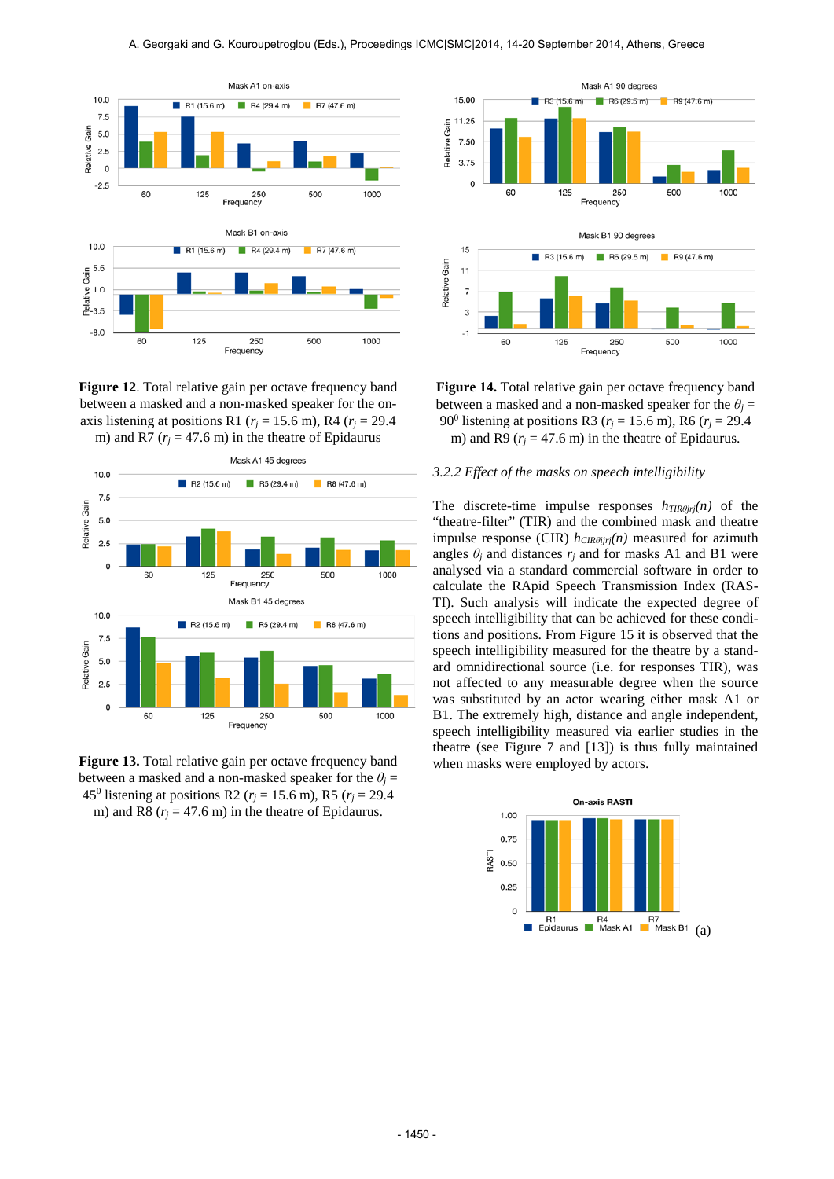**Figure 12**. Total relative gain per octave frequency band between a masked and a non-masked speaker for the on-axis listening at positions R1 ($r_j$ = 15.6 m), R4 ($r_j$ = 29.4 m) and R7 ($r_j$ = 47.6 m) in the theatre of Epidaurus

**Figure 13.** Total relative gain per octave frequency band between a masked and a non-masked speaker for the $\theta_j$ = $45^0$ listening at positions R2 ($r_j$ = 15.6 m), R5 ($r_j$ = 29.4 m) and R8 ($r_j$ = 47.6 m) in the theatre of Epidaurus.

**Figure 14.** Total relative gain per octave frequency band between a masked and a non-masked speaker for the $\theta_j$ = $90^0$ listening at positions R3 ($r_j$ = 15.6 m), R6 ($r_j$ = 29.4 m) and R9 ($r_j$ = 47.6 m) in the theatre of Epidaurus.

### *3.2.2 Effect of the masks on speech intelligibility*

The discrete-time impulse responses $h_{TIR\theta jrj}(n)$ of the "theatre-filter" (TIR) and the combined mask and theatre impulse response (CIR) $h_{CIR\theta jrj}(n)$ measured for azimuth angles $\theta_j$ and distances $r_j$ and for masks A1 and B1 were analysed via a standard commercial software in order to calculate the RApid Speech Transmission Index (RASTI). Such analysis will indicate the expected degree of speech intelligibility that can be achieved for these conditions and positions. From Figure 15 it is observed that the speech intelligibility measured for the theatre by a standard omnidirectional source (i.e. for responses TIR), was not affected to any measurable degree when the source was substituted by an actor wearing either mask A1 or B1. The extremely high, distance and angle independent, speech intelligibility measured via earlier studies in the theatre (see Figure 7 and [13]) is thus fully maintained when masks were employed by actors.

(a)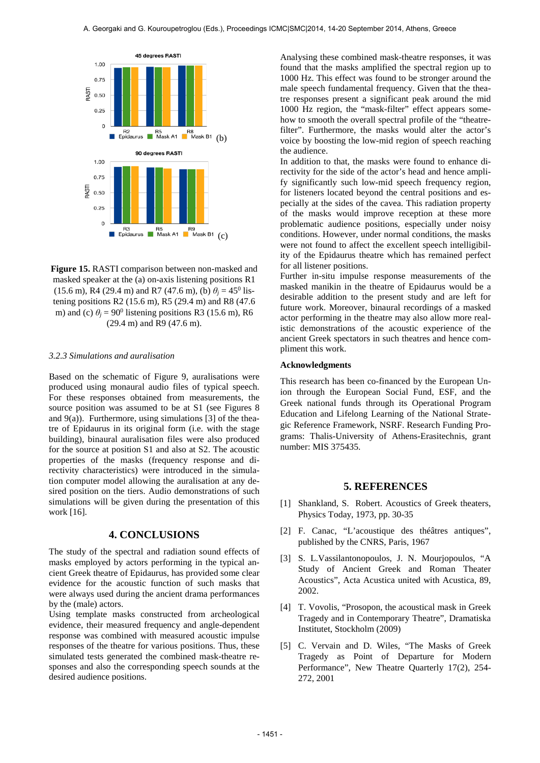**Figure 15.** RASTI comparison between non-masked and masked speaker at the (a) on-axis listening positions R1 (15.6 m), R4 (29.4 m) and R7 (47.6 m), (b) $\theta_j = 45^0$ listening positions R2 (15.6 m), R5 (29.4 m) and R8 (47.6 m) and (c) $\theta_j = 90^0$ listening positions R3 (15.6 m), R6 (29.4 m) and R9 (47.6 m).

### 3.2.3 Simulations and auralisation

Based on the schematic of Figure 9, auralisations were produced using monaural audio files of typical speech. For these responses obtained from measurements, the source position was assumed to be at S1 (see Figures 8 and 9(a)). Furthermore, using simulations [3] of the theatre of Epidaurus in its original form (i.e. with the stage building), binaural auralisation files were also produced for the source at position S1 and also at S2. The acoustic properties of the masks (frequency response and directivity characteristics) were introduced in the simulation computer model allowing the auralisation at any desired position on the tiers. Audio demonstrations of such simulations will be given during the presentation of this work [16].

## 4. CONCLUSIONS

The study of the spectral and radiation sound effects of masks employed by actors performing in the typical ancient Greek theatre of Epidaurus, has provided some clear evidence for the acoustic function of such masks that were always used during the ancient drama performances by the (male) actors.

Using template masks constructed from archeological evidence, their measured frequency and angle-dependent response was combined with measured acoustic impulse responses of the theatre for various positions. Thus, these simulated tests generated the combined mask-theatre responses and also the corresponding speech sounds at the desired audience positions.

Analysing these combined mask-theatre responses, it was found that the masks amplified the spectral region up to 1000 Hz. This effect was found to be stronger around the male speech fundamental frequency. Given that the theatre responses present a significant peak around the mid 1000 Hz region, the "mask-filter" effect appears somehow to smooth the overall spectral profile of the "theatre-filter". Furthermore, the masks would alter the actor's voice by boosting the low-mid region of speech reaching the audience.

In addition to that, the masks were found to enhance directivity for the side of the actor's head and hence amplify significantly such low-mid speech frequency region, for listeners located beyond the central positions and especially at the sides of the cavea. This radiation property of the masks would improve reception at these more problematic audience positions, especially under noisy conditions. However, under normal conditions, the masks were not found to affect the excellent speech intelligibility of the Epidaurus theatre which has remained perfect for all listener positions.

Further in-situ impulse response measurements of the masked manikin in the theatre of Epidaurus would be a desirable addition to the present study and are left for future work. Moreover, binaural recordings of a masked actor performing in the theatre may also allow more realistic demonstrations of the acoustic experience of the ancient Greek spectators in such theatres and hence compliment this work.

### Acknowledgments

This research has been co-financed by the European Union through the European Social Fund, ESF, and the Greek national funds through its Operational Program Education and Lifelong Learning of the National Strategic Reference Framework, NSRF. Research Funding Programs: Thalis-University of Athens-Erasitechnis, grant number: MIS 375435.

## 5. REFERENCES

[1] Shankland, S. Robert. Acoustics of Greek theaters, Physics Today, 1973, pp. 30-35

[2] F. Canac, "L'acoustique des théâtres antiques", published by the CNRS, Paris, 1967

[3] S. L.Vassilantonopoulos, J. N. Mourjopoulos, "A Study of Ancient Greek and Roman Theater Acoustics", Acta Acustica united with Acustica, 89, 2002.

[4] T. Vovolis, "Prosopon, the acoustical mask in Greek Tragedy and in Contemporary Theatre", Dramatiska Institutet, Stockholm (2009)

[5] C. Vervain and D. Wiles, "The Masks of Greek Tragedy as Point of Departure for Modern Performance", New Theatre Quarterly 17(2), 254-272, 2001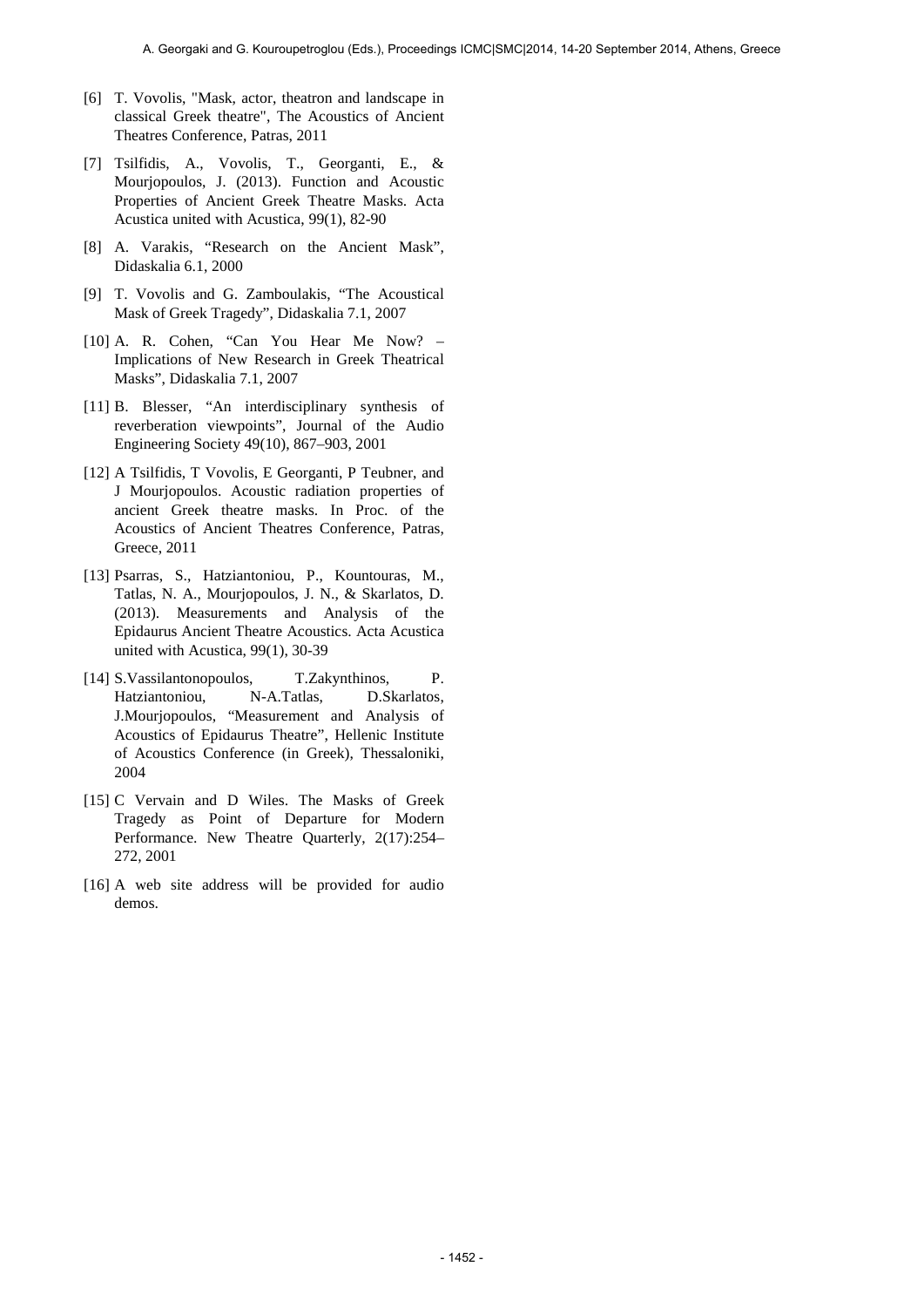[6] T. Vovolis, "Mask, actor, theatron and landscape in classical Greek theatre", The Acoustics of Ancient Theatres Conference, Patras, 2011

[7] Tsilfidis, A., Vovolis, T., Georganti, E., & Mourjopoulos, J. (2013). Function and Acoustic Properties of Ancient Greek Theatre Masks. Acta Acustica united with Acustica, 99(1), 82-90

[8] A. Varakis, "Research on the Ancient Mask", Didaskalia 6.1, 2000

[9] T. Vovolis and G. Zamboulakis, "The Acoustical Mask of Greek Tragedy", Didaskalia 7.1, 2007

[10] A. R. Cohen, "Can You Hear Me Now? – Implications of New Research in Greek Theatrical Masks", Didaskalia 7.1, 2007

[11] B. Blesser, "An interdisciplinary synthesis of reverberation viewpoints", Journal of the Audio Engineering Society 49(10), 867–903, 2001

[12] A Tsilfidis, T Vovolis, E Georganti, P Teubner, and J Mourjopoulos. Acoustic radiation properties of ancient Greek theatre masks. In Proc. of the Acoustics of Ancient Theatres Conference, Patras, Greece, 2011

[13] Psarras, S., Hatziantoniou, P., Kountouras, M., Tatlas, N. A., Mourjopoulos, J. N., & Skarlatos, D. (2013). Measurements and Analysis of the Epidaurus Ancient Theatre Acoustics. Acta Acustica united with Acustica, 99(1), 30-39

[14] S.Vassilantonopoulos, T.Zakynthinos, P. Hatziantoniou, N-A.Tatlas, D.Skarlatos, J.Mourjopoulos, "Measurement and Analysis of Acoustics of Epidaurus Theatre", Hellenic Institute of Acoustics Conference (in Greek), Thessaloniki, 2004

[15] C Vervain and D Wiles. The Masks of Greek Tragedy as Point of Departure for Modern Performance. New Theatre Quarterly, 2(17):254–272, 2001

[16] A web site address will be provided for audio demos.